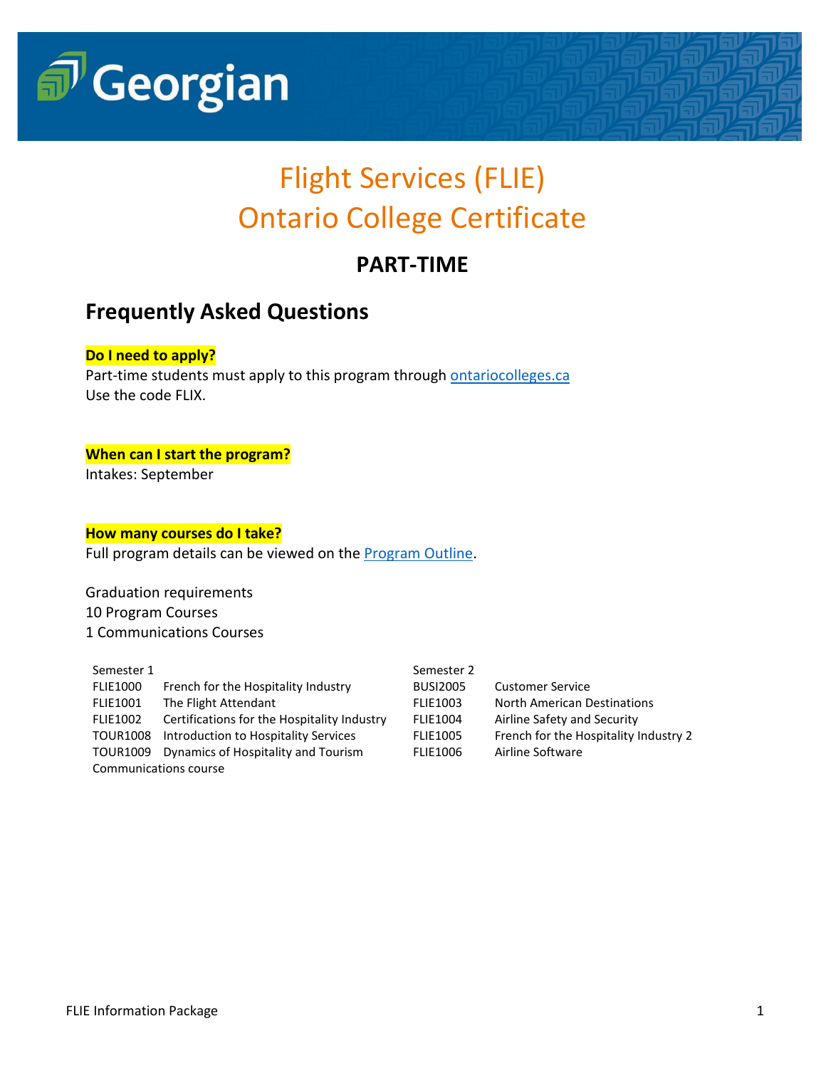Georgian

# Flight Services (FLIE)
# Ontario College Certificate

## PART-TIME

## Frequently Asked Questions

**Do I need to apply?**

Part-time students must apply to this program through [ontariocolleges.ca](ontariocolleges.ca)
Use the code FLIX.

**When can I start the program?**

Intakes: September

**How many courses do I take?**

Full program details can be viewed on the [Program Outline](Program Outline).

Graduation requirements
10 Program Courses
1 Communications Courses

| Semester 1 | | Semester 2 | |
|---|---|---|---|
| FLIE1000 | French for the Hospitality Industry | BUSI2005 | Customer Service |
| FLIE1001 | The Flight Attendant | FLIE1003 | North American Destinations |
| FLIE1002 | Certifications for the Hospitality Industry | FLIE1004 | Airline Safety and Security |
| TOUR1008 | Introduction to Hospitality Services | FLIE1005 | French for the Hospitality Industry 2 |
| TOUR1009 | Dynamics of Hospitality and Tourism | FLIE1006 | Airline Software |
| Communications course | | | |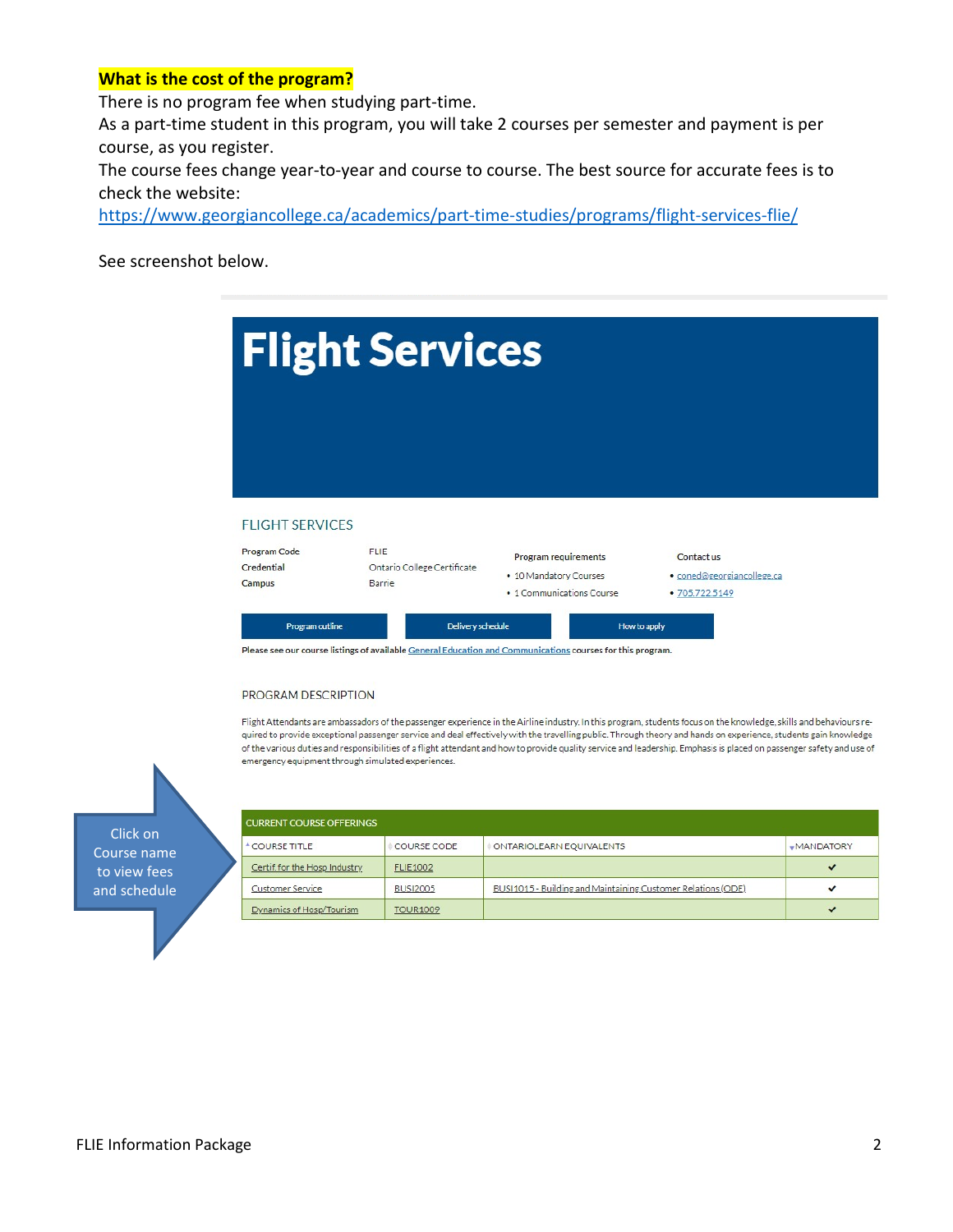**What is the cost of the program?**

There is no program fee when studying part-time.

As a part-time student in this program, you will take 2 courses per semester and payment is per course, as you register.

The course fees change year-to-year and course to course. The best source for accurate fees is to check the website: https://www.georgiancollege.ca/academics/part-time-studies/programs/flight-services-flie/

See screenshot below.

# Flight Services

## FLIGHT SERVICES

Program Code: FLIE
Credential: Ontario College Certificate
Campus: Barrie

Program requirements
- 10 Mandatory Courses
- 1 Communications Course

Contact us
- coned@georgiancollege.ca
- 705.722.5149

Program outline | Delivery schedule | How to apply

Please see our course listings of available General Education and Communications courses for this program.

PROGRAM DESCRIPTION

Flight Attendants are ambassadors of the passenger experience in the Airline industry. In this program, students focus on the knowledge, skills and behaviours required to provide exceptional passenger service and deal effectively with the travelling public. Through theory and hands on experience, students gain knowledge of the various duties and responsibilities of a flight attendant and how to provide quality service and leadership. Emphasis is placed on passenger safety and use of emergency equipment through simulated experiences.

Click on Course name to view fees and schedule

CURRENT COURSE OFFERINGS

| COURSE TITLE | COURSE CODE | ONTARIOLEARN EQUIVALENTS | MANDATORY |
|---|---|---|---|
| Certif for the Hosp Industry | FLIE1002 | | ✔ |
| Customer Service | BUSI2005 | BUSI1015 - Building and Maintaining Customer Relations (ODE) | ✔ |
| Dynamics of Hosp/Tourism | TOUR1009 | | ✔ |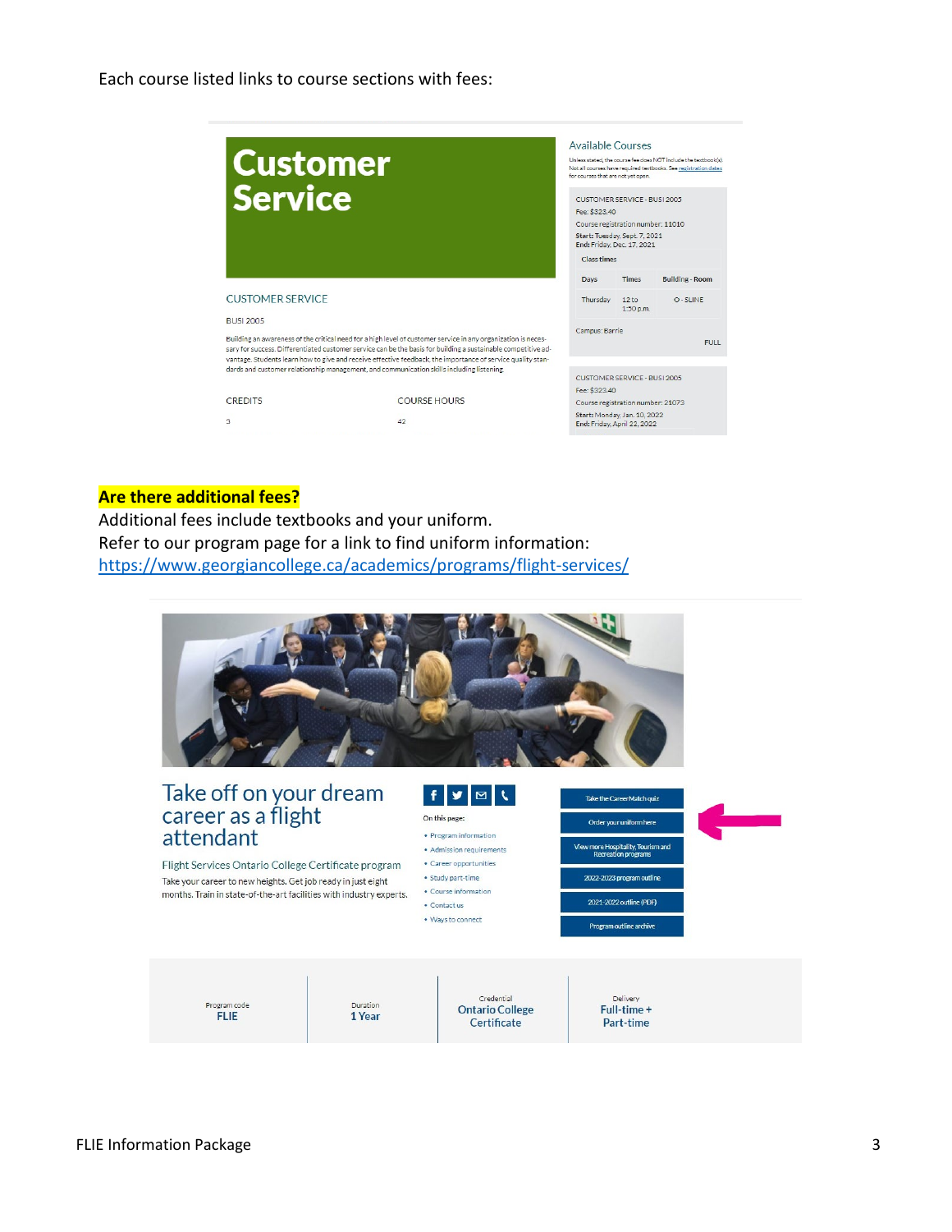Each course listed links to course sections with fees:

# Customer Service

CUSTOMER SERVICE

BUSI 2005

Building an awareness of the critical need for a high level of customer service in any organization is necessary for success. Differentiated customer service can be the basis for building a sustainable competitive advantage. Students learn how to give and receive effective feedback, the importance of service quality standards and customer relationship management, and communication skills including listening.

| CREDITS | COURSE HOURS |
| --- | --- |
| 3 | 42 |

Available Courses

Unless stated, the course fee does NOT include the textbook(s). Not all courses have required textbooks. See registration dates for courses that are not yet open.

CUSTOMER SERVICE - BUSI 2005
Fee: $323.40
Course registration number: 11010
Start: Tuesday, Sept. 7, 2021
End: Friday, Dec. 17, 2021

Class times

| Days | Times | Building - Room |
| --- | --- | --- |
| Thursday | 12 to 1:50 p.m. | O - SLINE |

Campus: Barrie

FULL

CUSTOMER SERVICE - BUSI 2005
Fee: $323.40
Course registration number: 21073
Start: Monday, Jan. 10, 2022
End: Friday, April 22, 2022

**Are there additional fees?**

Additional fees include textbooks and your uniform.
Refer to our program page for a link to find uniform information:
https://www.georgiancollege.ca/academics/programs/flight-services/

# Take off on your dream career as a flight attendant

Flight Services Ontario College Certificate program

Take your career to new heights. Get job ready in just eight months. Train in state-of-the-art facilities with industry experts.

On this page:

- Program information
- Admission requirements
- Career opportunities
- Study part-time
- Course information
- Contact us
- Ways to connect

- Take the CareerMatch quiz
- Order your uniform here
- View more Hospitality, Tourism and Recreation programs
- 2022-2023 program outline
- 2021-2022 outline (PDF)
- Program outline archive

| Program code | Duration | Credential | Delivery |
| --- | --- | --- | --- |
| FLIE | 1 Year | Ontario College Certificate | Full-time + Part-time |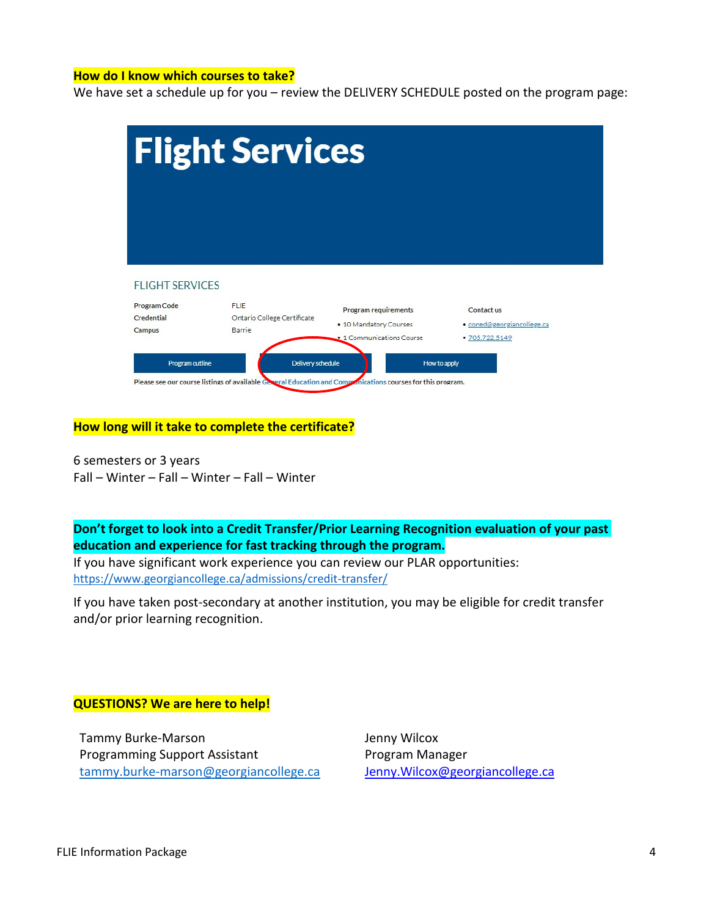**How do I know which courses to take?**

We have set a schedule up for you – review the DELIVERY SCHEDULE posted on the program page:

# Flight Services

FLIGHT SERVICES

| | |
|---|---|
| Program Code | FLIE |
| Credential | Ontario College Certificate |
| Campus | Barrie |

Program requirements

- 10 Mandatory Courses
- 1 Communications Course

Contact us

- coned@georgiancollege.ca
- 705.722.5149

Program outline | Delivery schedule | How to apply

Please see our course listings of available General Education and Communications courses for this program.

**How long will it take to complete the certificate?**

6 semesters or 3 years
Fall – Winter – Fall – Winter – Fall – Winter

**Don't forget to look into a Credit Transfer/Prior Learning Recognition evaluation of your past education and experience for fast tracking through the program.**

If you have significant work experience you can review our PLAR opportunities:
https://www.georgiancollege.ca/admissions/credit-transfer/

If you have taken post-secondary at another institution, you may be eligible for credit transfer and/or prior learning recognition.

**QUESTIONS? We are here to help!**

Tammy Burke-Marson
Programming Support Assistant
tammy.burke-marson@georgiancollege.ca

Jenny Wilcox
Program Manager
Jenny.Wilcox@georgiancollege.ca